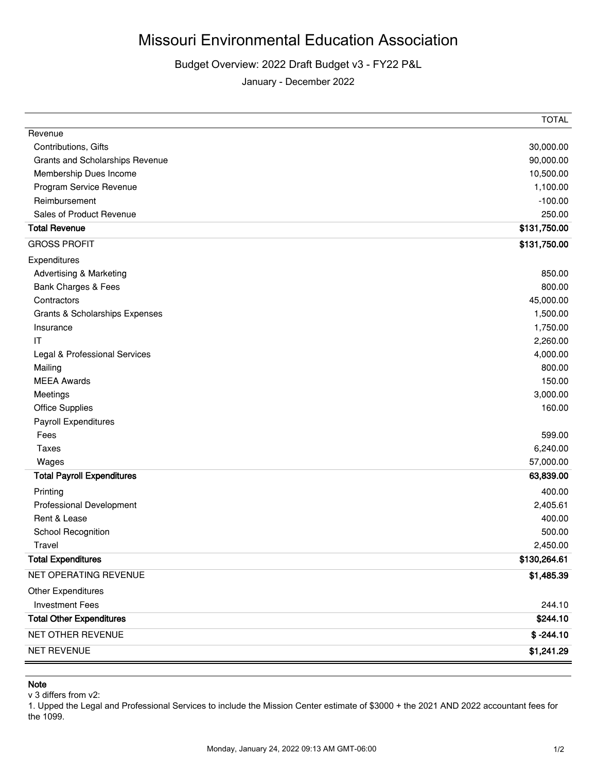# Missouri Environmental Education Association

## Budget Overview: 2022 Draft Budget v3 - FY22 P&L

January - December 2022

| | TOTAL |
|---|---|
| Revenue | |
| Contributions, Gifts | 30,000.00 |
| Grants and Scholarships Revenue | 90,000.00 |
| Membership Dues Income | 10,500.00 |
| Program Service Revenue | 1,100.00 |
| Reimbursement | -100.00 |
| Sales of Product Revenue | 250.00 |
| **Total Revenue** | **$131,750.00** |
| GROSS PROFIT | **$131,750.00** |
| Expenditures | |
| Advertising & Marketing | 850.00 |
| Bank Charges & Fees | 800.00 |
| Contractors | 45,000.00 |
| Grants & Scholarships Expenses | 1,500.00 |
| Insurance | 1,750.00 |
| IT | 2,260.00 |
| Legal & Professional Services | 4,000.00 |
| Mailing | 800.00 |
| MEEA Awards | 150.00 |
| Meetings | 3,000.00 |
| Office Supplies | 160.00 |
| Payroll Expenditures | |
| Fees | 599.00 |
| Taxes | 6,240.00 |
| Wages | 57,000.00 |
| **Total Payroll Expenditures** | **63,839.00** |
| Printing | 400.00 |
| Professional Development | 2,405.61 |
| Rent & Lease | 400.00 |
| School Recognition | 500.00 |
| Travel | 2,450.00 |
| **Total Expenditures** | **$130,264.61** |
| NET OPERATING REVENUE | **$1,485.39** |
| Other Expenditures | |
| Investment Fees | 244.10 |
| **Total Other Expenditures** | **$244.10** |
| NET OTHER REVENUE | **$ -244.10** |
| NET REVENUE | **$1,241.29** |

**Note**

v 3 differs from v2:

1. Upped the Legal and Professional Services to include the Mission Center estimate of $3000 + the 2021 AND 2022 accountant fees for the 1099.

Monday, January 24, 2022 09:13 AM GMT-06:00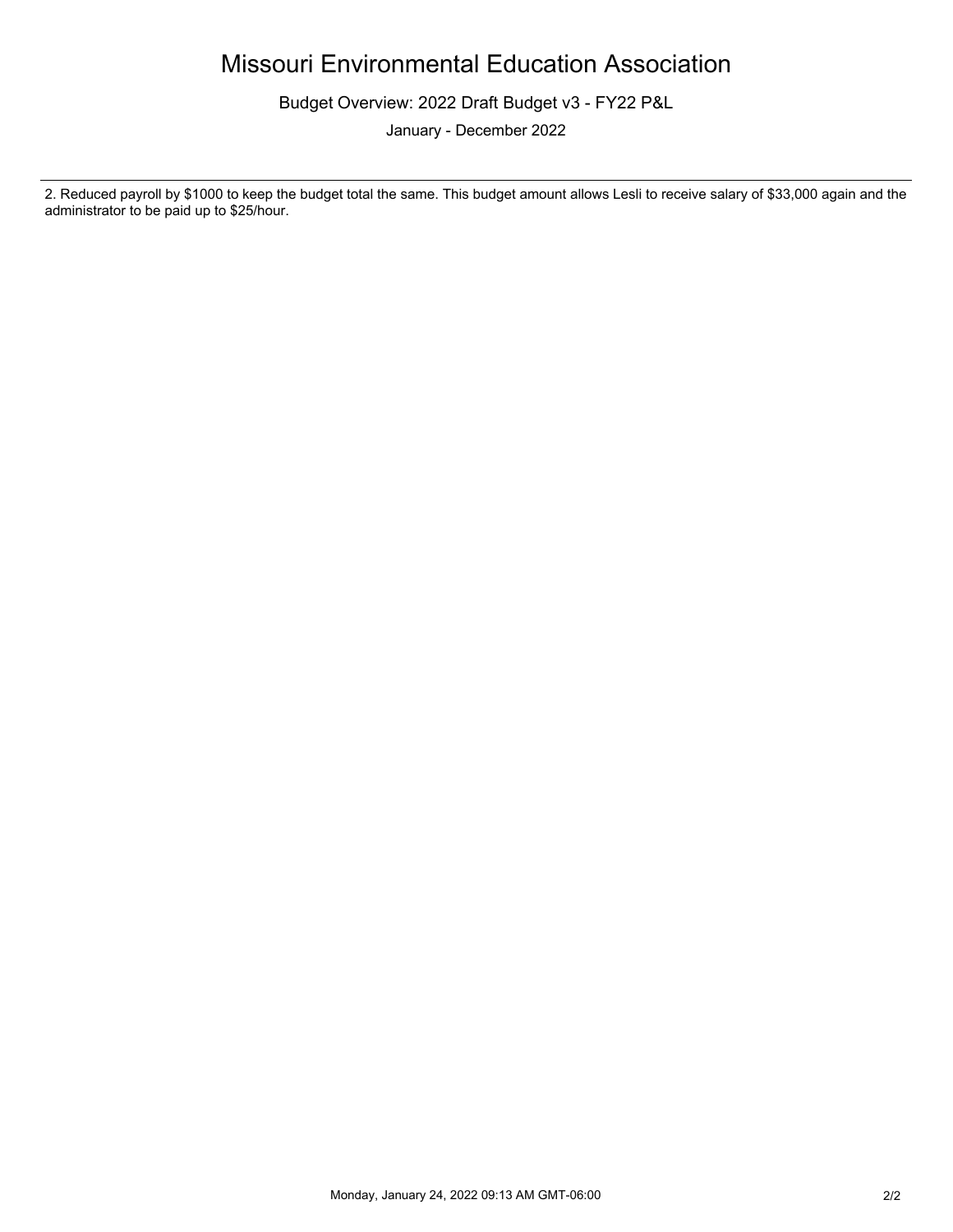# Missouri Environmental Education Association

Budget Overview: 2022 Draft Budget v3 - FY22 P&L

January - December 2022

2. Reduced payroll by $1000 to keep the budget total the same. This budget amount allows Lesli to receive salary of $33,000 again and the administrator to be paid up to $25/hour.